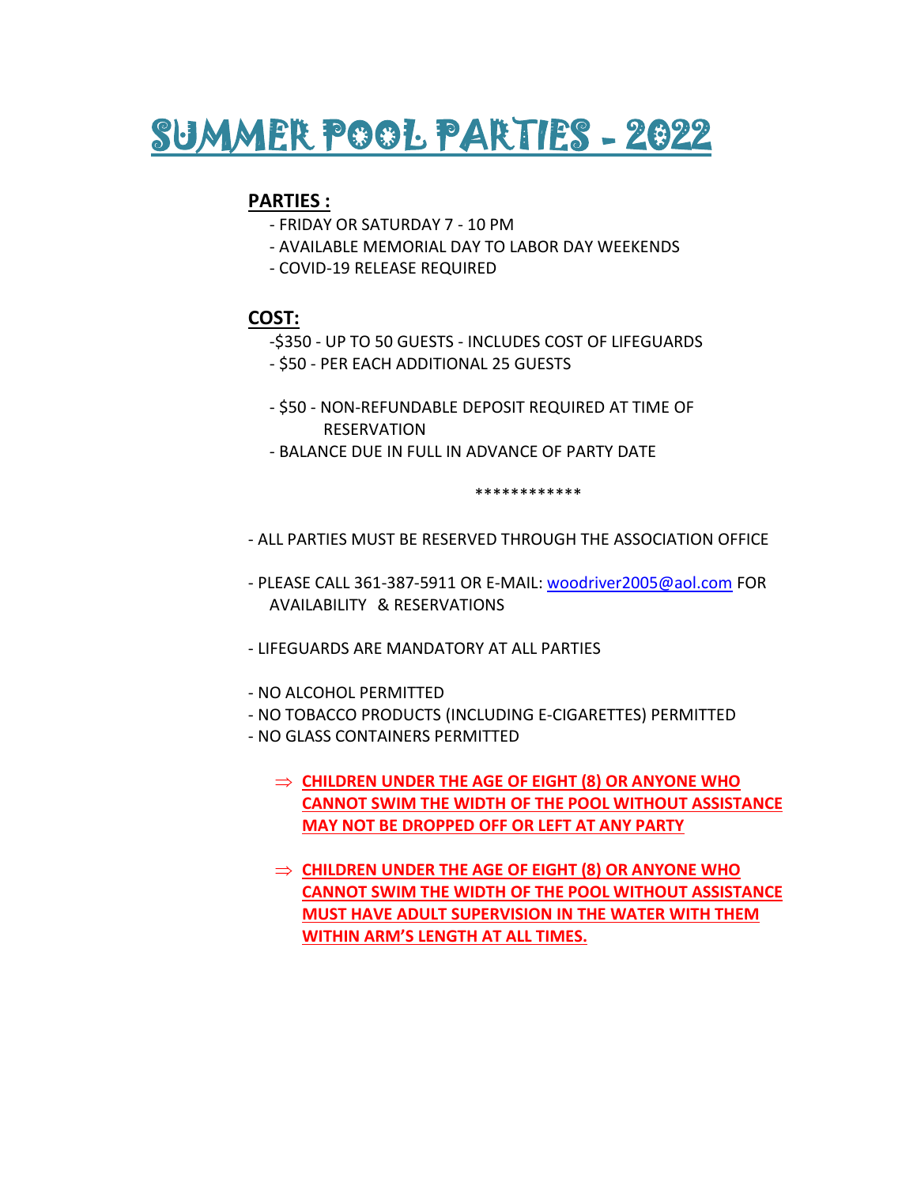# SUMMER POOL PARTIES - 2022

**PARTIES :**

- FRIDAY OR SATURDAY 7 - 10 PM
- AVAILABLE MEMORIAL DAY TO LABOR DAY WEEKENDS
- COVID-19 RELEASE REQUIRED

**COST:**

- $350 - UP TO 50 GUESTS - INCLUDES COST OF LIFEGUARDS
- $50 - PER EACH ADDITIONAL 25 GUESTS

- $50 - NON-REFUNDABLE DEPOSIT REQUIRED AT TIME OF RESERVATION
- BALANCE DUE IN FULL IN ADVANCE OF PARTY DATE

************

- ALL PARTIES MUST BE RESERVED THROUGH THE ASSOCIATION OFFICE

- PLEASE CALL 361-387-5911 OR E-MAIL: woodriver2005@aol.com FOR AVAILABILITY & RESERVATIONS

- LIFEGUARDS ARE MANDATORY AT ALL PARTIES

- NO ALCOHOL PERMITTED
- NO TOBACCO PRODUCTS (INCLUDING E-CIGARETTES) PERMITTED
- NO GLASS CONTAINERS PERMITTED

⇒ **CHILDREN UNDER THE AGE OF EIGHT (8) OR ANYONE WHO CANNOT SWIM THE WIDTH OF THE POOL WITHOUT ASSISTANCE MAY NOT BE DROPPED OFF OR LEFT AT ANY PARTY**

⇒ **CHILDREN UNDER THE AGE OF EIGHT (8) OR ANYONE WHO CANNOT SWIM THE WIDTH OF THE POOL WITHOUT ASSISTANCE MUST HAVE ADULT SUPERVISION IN THE WATER WITH THEM WITHIN ARM'S LENGTH AT ALL TIMES.**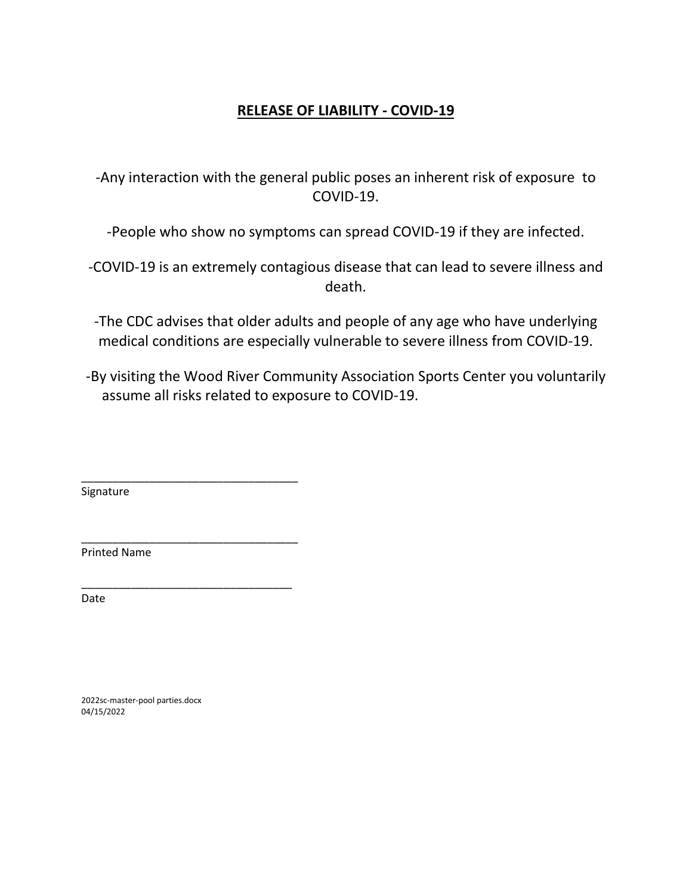# RELEASE OF LIABILITY - COVID-19

-Any interaction with the general public poses an inherent risk of exposure to COVID-19.

-People who show no symptoms can spread COVID-19 if they are infected.

-COVID-19 is an extremely contagious disease that can lead to severe illness and death.

-The CDC advises that older adults and people of any age who have underlying medical conditions are especially vulnerable to severe illness from COVID-19.

-By visiting the Wood River Community Association Sports Center you voluntarily assume all risks related to exposure to COVID-19.

_________________________________
Signature

_________________________________
Printed Name

_________________________________
Date

2022sc-master-pool parties.docx
04/15/2022